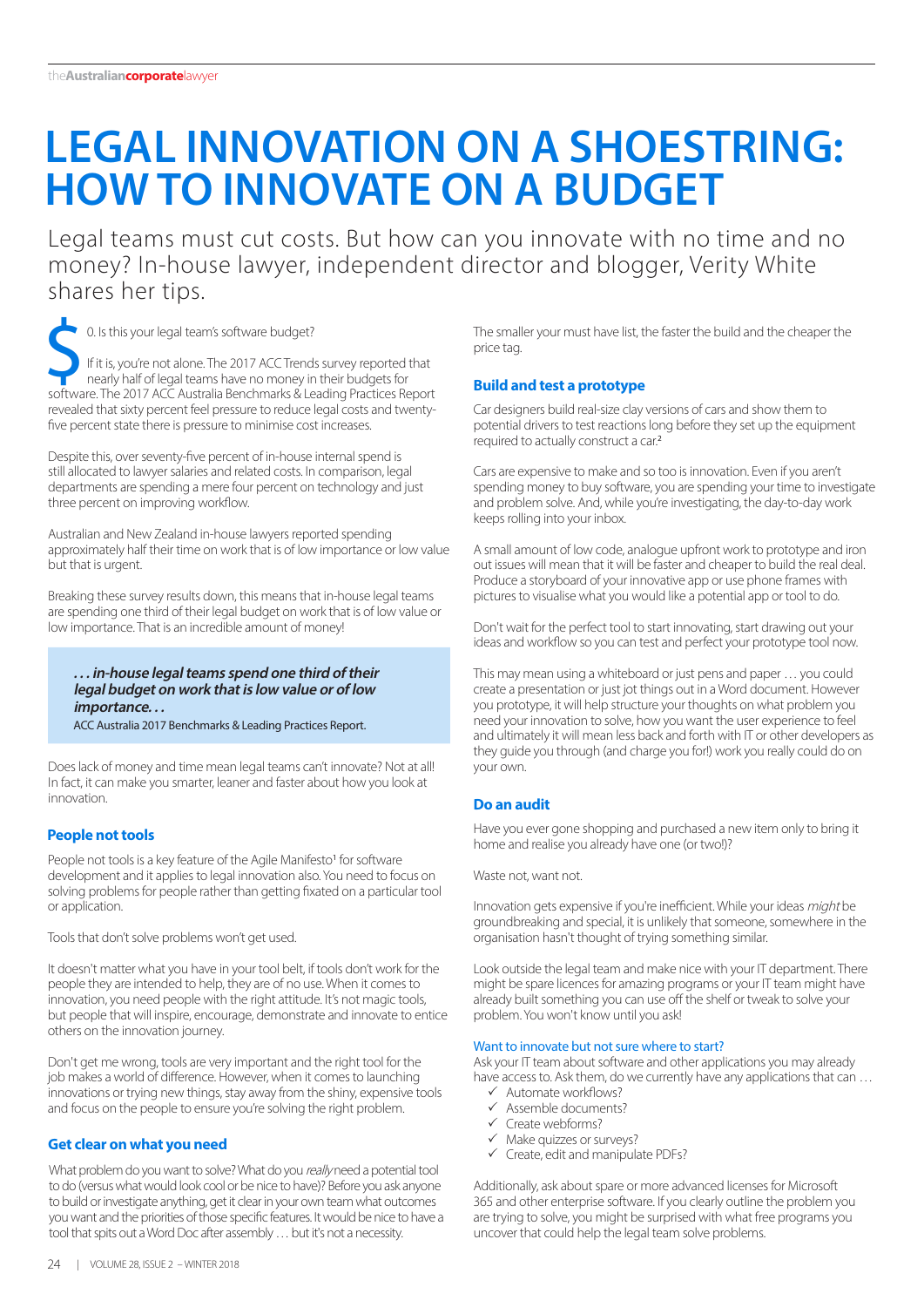# LEGAL INNOVATION ON A SHOESTRING: HOW TO INNOVATE ON A BUDGET

Legal teams must cut costs. But how can you innovate with no time and no money? In-house lawyer, independent director and blogger, Verity White shares her tips.

$0. Is this your legal team's software budget?

If it is, you're not alone. The 2017 ACC Trends survey reported that nearly half of legal teams have no money in their budgets for software. The 2017 ACC Australia Benchmarks & Leading Practices Report revealed that sixty percent feel pressure to reduce legal costs and twenty-five percent state there is pressure to minimise cost increases.

Despite this, over seventy-five percent of in-house internal spend is still allocated to lawyer salaries and related costs. In comparison, legal departments are spending a mere four percent on technology and just three percent on improving workflow.

Australian and New Zealand in-house lawyers reported spending approximately half their time on work that is of low importance or low value but that is urgent.

Breaking these survey results down, this means that in-house legal teams are spending one third of their legal budget on work that is of low value or low importance. That is an incredible amount of money!

> ***. . . in-house legal teams spend one third of their legal budget on work that is low value or of low importance. . .***
>
> ACC Australia 2017 Benchmarks & Leading Practices Report.

Does lack of money and time mean legal teams can't innovate? Not at all! In fact, it can make you smarter, leaner and faster about how you look at innovation.

## People not tools

People not tools is a key feature of the Agile Manifesto[1] for software development and it applies to legal innovation also. You need to focus on solving problems for people rather than getting fixated on a particular tool or application.

Tools that don't solve problems won't get used.

It doesn't matter what you have in your tool belt, if tools don't work for the people they are intended to help, they are of no use. When it comes to innovation, you need people with the right attitude. It's not magic tools, but people that will inspire, encourage, demonstrate and innovate to entice others on the innovation journey.

Don't get me wrong, tools are very important and the right tool for the job makes a world of difference. However, when it comes to launching innovations or trying new things, stay away from the shiny, expensive tools and focus on the people to ensure you're solving the right problem.

## Get clear on what you need

What problem do you want to solve? What do you *really* need a potential tool to do (versus what would look cool or be nice to have)? Before you ask anyone to build or investigate anything, get it clear in your own team what outcomes you want and the priorities of those specific features. It would be nice to have a tool that spits out a Word Doc after assembly … but it's not a necessity.

The smaller your must have list, the faster the build and the cheaper the price tag.

## Build and test a prototype

Car designers build real-size clay versions of cars and show them to potential drivers to test reactions long before they set up the equipment required to actually construct a car.[2]

Cars are expensive to make and so too is innovation. Even if you aren't spending money to buy software, you are spending your time to investigate and problem solve. And, while you're investigating, the day-to-day work keeps rolling into your inbox.

A small amount of low code, analogue upfront work to prototype and iron out issues will mean that it will be faster and cheaper to build the real deal. Produce a storyboard of your innovative app or use phone frames with pictures to visualise what you would like a potential app or tool to do.

Don't wait for the perfect tool to start innovating, start drawing out your ideas and workflow so you can test and perfect your prototype tool now.

This may mean using a whiteboard or just pens and paper … you could create a presentation or just jot things out in a Word document. However you prototype, it will help structure your thoughts on what problem you need your innovation to solve, how you want the user experience to feel and ultimately it will mean less back and forth with IT or other developers as they guide you through (and charge you for!) work you really could do on your own.

## Do an audit

Have you ever gone shopping and purchased a new item only to bring it home and realise you already have one (or two!)?

Waste not, want not.

Innovation gets expensive if you're inefficient. While your ideas *might* be groundbreaking and special, it is unlikely that someone, somewhere in the organisation hasn't thought of trying something similar.

Look outside the legal team and make nice with your IT department. There might be spare licences for amazing programs or your IT team might have already built something you can use off the shelf or tweak to solve your problem. You won't know until you ask!

### Want to innovate but not sure where to start?

Ask your IT team about software and other applications you may already have access to. Ask them, do we currently have any applications that can …

- ✓ Automate workflows?
- ✓ Assemble documents?
- ✓ Create webforms?
- ✓ Make quizzes or surveys?
- ✓ Create, edit and manipulate PDFs?

Additionally, ask about spare or more advanced licenses for Microsoft 365 and other enterprise software. If you clearly outline the problem you are trying to solve, you might be surprised with what free programs you uncover that could help the legal team solve problems.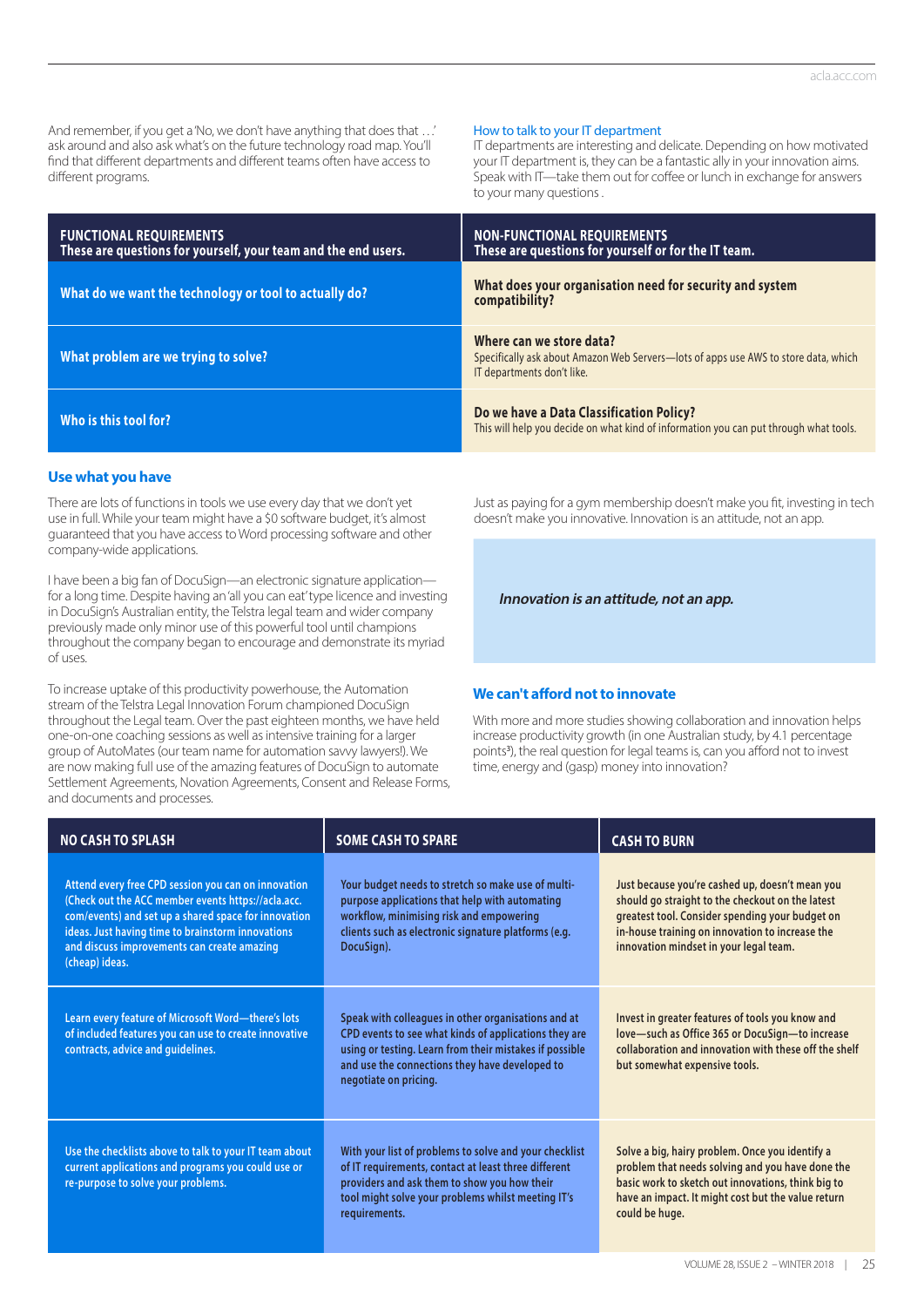And remember, if you get a 'No, we don't have anything that does that …' ask around and also ask what's on the future technology road map. You'll find that different departments and different teams often have access to different programs.

### How to talk to your IT department

IT departments are interesting and delicate. Depending on how motivated your IT department is, they can be a fantastic ally in your innovation aims. Speak with IT—take them out for coffee or lunch in exchange for answers to your many questions .

| FUNCTIONAL REQUIREMENTS<br>These are questions for yourself, your team and the end users. | NON-FUNCTIONAL REQUIREMENTS<br>These are questions for yourself or for the IT team. |
|---|---|
| **What do we want the technology or tool to actually do?** | **What does your organisation need for security and system compatibility?** |
| **What problem are we trying to solve?** | **Where can we store data?**<br>Specifically ask about Amazon Web Servers—lots of apps use AWS to store data, which IT departments don't like. |
| **Who is this tool for?** | **Do we have a Data Classification Policy?**<br>This will help you decide on what kind of information you can put through what tools. |

### Use what you have

There are lots of functions in tools we use every day that we don't yet use in full. While your team might have a $0 software budget, it's almost guaranteed that you have access to Word processing software and other company-wide applications.

I have been a big fan of DocuSign—an electronic signature application—for a long time. Despite having an 'all you can eat' type licence and investing in DocuSign's Australian entity, the Telstra legal team and wider company previously made only minor use of this powerful tool until champions throughout the company began to encourage and demonstrate its myriad of uses.

To increase uptake of this productivity powerhouse, the Automation stream of the Telstra Legal Innovation Forum championed DocuSign throughout the Legal team. Over the past eighteen months, we have held one-on-one coaching sessions as well as intensive training for a larger group of AutoMates (our team name for automation savvy lawyers!). We are now making full use of the amazing features of DocuSign to automate Settlement Agreements, Novation Agreements, Consent and Release Forms, and documents and processes.

Just as paying for a gym membership doesn't make you fit, investing in tech doesn't make you innovative. Innovation is an attitude, not an app.

> *Innovation is an attitude, not an app.*

### We can't afford not to innovate

With more and more studies showing collaboration and innovation helps increase productivity growth (in one Australian study, by 4.1 percentage points[3]), the real question for legal teams is, can you afford not to invest time, energy and (gasp) money into innovation?

| NO CASH TO SPLASH | SOME CASH TO SPARE | CASH TO BURN |
|---|---|---|
| Attend every free CPD session you can on innovation (Check out the ACC member events https://acla.acc.com/events) and set up a shared space for innovation ideas. Just having time to brainstorm innovations and discuss improvements can create amazing (cheap) ideas. | Your budget needs to stretch so make use of multi-purpose applications that help with automating workflow, minimising risk and empowering clients such as electronic signature platforms (e.g. DocuSign). | Just because you're cashed up, doesn't mean you should go straight to the checkout on the latest greatest tool. Consider spending your budget on in-house training on innovation to increase the innovation mindset in your legal team. |
| Learn every feature of Microsoft Word—there's lots of included features you can use to create innovative contracts, advice and guidelines. | Speak with colleagues in other organisations and at CPD events to see what kinds of applications they are using or testing. Learn from their mistakes if possible and use the connections they have developed to negotiate on pricing. | Invest in greater features of tools you know and love—such as Office 365 or DocuSign—to increase collaboration and innovation with these off the shelf but somewhat expensive tools. |
| Use the checklists above to talk to your IT team about current applications and programs you could use or re-purpose to solve your problems. | With your list of problems to solve and your checklist of IT requirements, contact at least three different providers and ask them to show you how their tool might solve your problems whilst meeting IT's requirements. | Solve a big, hairy problem. Once you identify a problem that needs solving and you have done the basic work to sketch out innovations, think big to have an impact. It might cost but the value return could be huge. |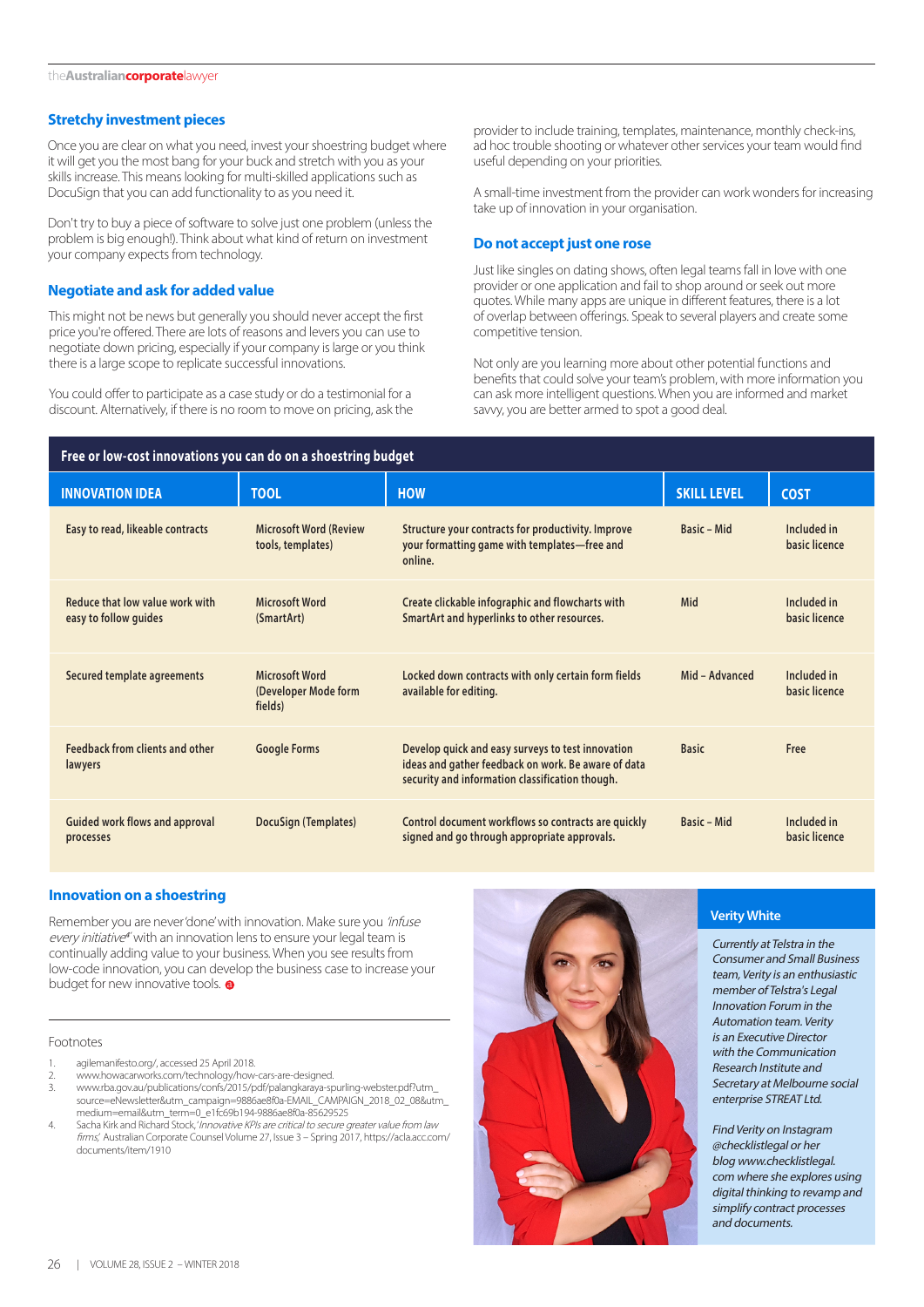## Stretchy investment pieces

Once you are clear on what you need, invest your shoestring budget where it will get you the most bang for your buck and stretch with you as your skills increase. This means looking for multi-skilled applications such as DocuSign that you can add functionality to as you need it.

Don't try to buy a piece of software to solve just one problem (unless the problem is big enough!). Think about what kind of return on investment your company expects from technology.

## Negotiate and ask for added value

This might not be news but generally you should never accept the first price you're offered. There are lots of reasons and levers you can use to negotiate down pricing, especially if your company is large or you think there is a large scope to replicate successful innovations.

You could offer to participate as a case study or do a testimonial for a discount. Alternatively, if there is no room to move on pricing, ask the provider to include training, templates, maintenance, monthly check-ins, ad hoc trouble shooting or whatever other services your team would find useful depending on your priorities.

A small-time investment from the provider can work wonders for increasing take up of innovation in your organisation.

## Do not accept just one rose

Just like singles on dating shows, often legal teams fall in love with one provider or one application and fail to shop around or seek out more quotes. While many apps are unique in different features, there is a lot of overlap between offerings. Speak to several players and create some competitive tension.

Not only are you learning more about other potential functions and benefits that could solve your team's problem, with more information you can ask more intelligent questions. When you are informed and market savvy, you are better armed to spot a good deal.

**Free or low-cost innovations you can do on a shoestring budget**

| INNOVATION IDEA | TOOL | HOW | SKILL LEVEL | COST |
|---|---|---|---|---|
| Easy to read, likeable contracts | Microsoft Word (Review tools, templates) | Structure your contracts for productivity. Improve your formatting game with templates—free and online. | Basic – Mid | Included in basic licence |
| Reduce that low value work with easy to follow guides | Microsoft Word (SmartArt) | Create clickable infographic and flowcharts with SmartArt and hyperlinks to other resources. | Mid | Included in basic licence |
| Secured template agreements | Microsoft Word (Developer Mode form fields) | Locked down contracts with only certain form fields available for editing. | Mid – Advanced | Included in basic licence |
| Feedback from clients and other lawyers | Google Forms | Develop quick and easy surveys to test innovation ideas and gather feedback on work. Be aware of data security and information classification though. | Basic | Free |
| Guided work flows and approval processes | DocuSign (Templates) | Control document workflows so contracts are quickly signed and go through appropriate approvals. | Basic – Mid | Included in basic licence |

## Innovation on a shoestring

Remember you are never 'done' with innovation. Make sure you *'infuse every initiative*[4] with an innovation lens to ensure your legal team is continually adding value to your business. When you see results from low-code innovation, you can develop the business case to increase your budget for new innovative tools.

### Verity White

*Currently at Telstra in the Consumer and Small Business team, Verity is an enthusiastic member of Telstra's Legal Innovation Forum in the Automation team. Verity is an Executive Director with the Communication Research Institute and Secretary at Melbourne social enterprise STREAT Ltd.*

*Find Verity on Instagram @checklistlegal or her blog www.checklistlegal.com where she explores using digital thinking to revamp and simplify contract processes and documents.*

Footnotes

1. agilemanifesto.org/, accessed 25 April 2018.
2. www.howacarworks.com/technology/how-cars-are-designed.
3. www.rba.gov.au/publications/confs/2015/pdf/palangkaraya-spurling-webster.pdf?utm_source=eNewsletter&utm_campaign=9886ae8f0a-EMAIL_CAMPAIGN_2018_02_08&utm_medium=email&utm_term=0_e1fc69b194-9886ae8f0a-85629525
4. Sacha Kirk and Richard Stock, '*Innovative KPIs are critical to secure greater value from law firms*,' Australian Corporate Counsel Volume 27, Issue 3 – Spring 2017, https://acla.acc.com/documents/item/1910